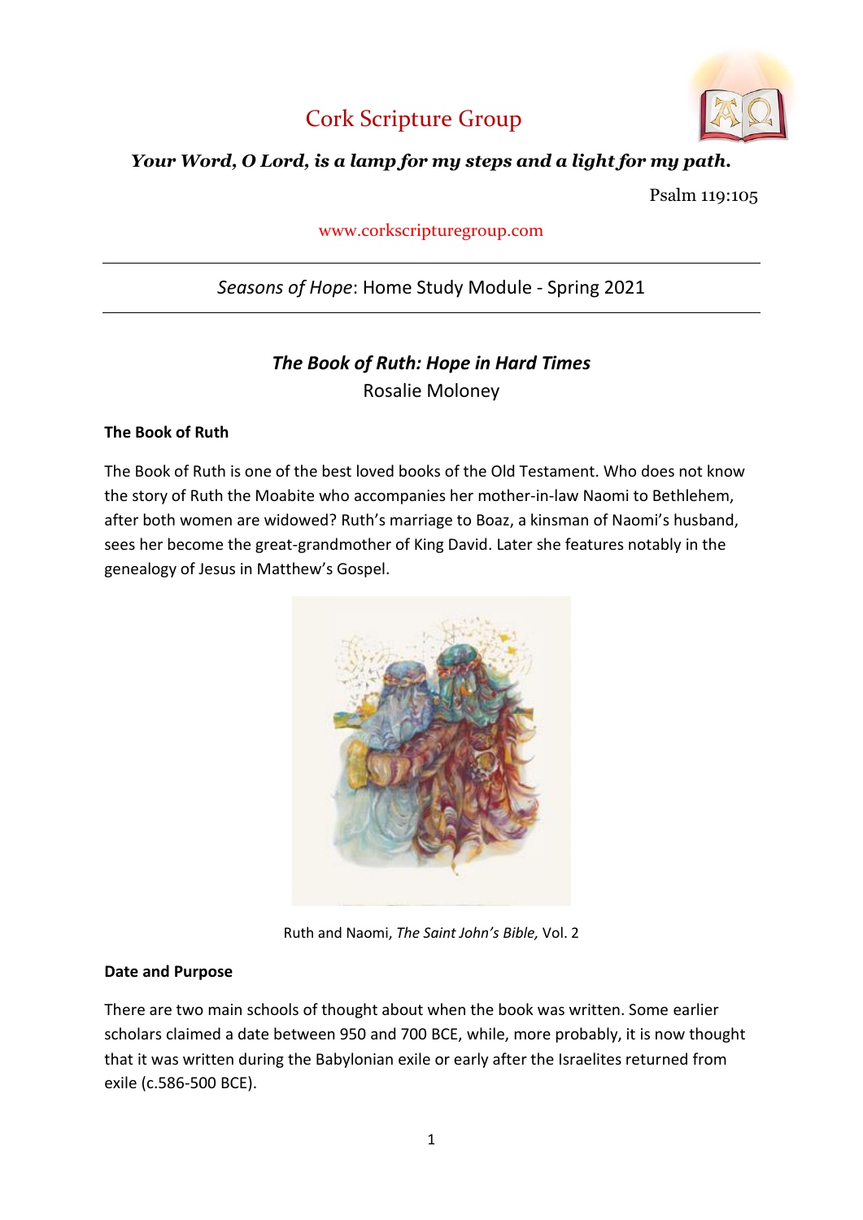# Cork Scripture Group

***Your Word, O Lord, is a lamp for my steps and a light for my path.***

Psalm 119:105

www.corkscripturegroup.com

---

*Seasons of Hope*: Home Study Module - Spring 2021

---

## *The Book of Ruth: Hope in Hard Times*

Rosalie Moloney

### The Book of Ruth

The Book of Ruth is one of the best loved books of the Old Testament. Who does not know the story of Ruth the Moabite who accompanies her mother-in-law Naomi to Bethlehem, after both women are widowed? Ruth's marriage to Boaz, a kinsman of Naomi's husband, sees her become the great-grandmother of King David. Later she features notably in the genealogy of Jesus in Matthew's Gospel.

Ruth and Naomi, *The Saint John's Bible,* Vol. 2

### Date and Purpose

There are two main schools of thought about when the book was written. Some earlier scholars claimed a date between 950 and 700 BCE, while, more probably, it is now thought that it was written during the Babylonian exile or early after the Israelites returned from exile (c.586-500 BCE).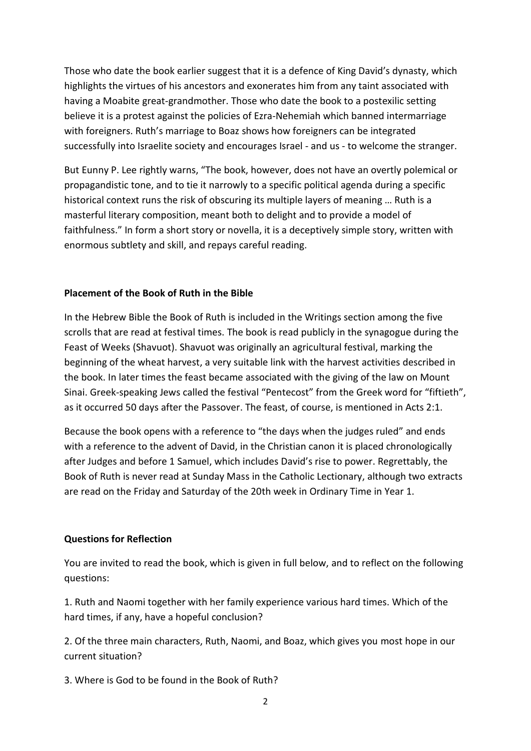Those who date the book earlier suggest that it is a defence of King David's dynasty, which highlights the virtues of his ancestors and exonerates him from any taint associated with having a Moabite great-grandmother. Those who date the book to a postexilic setting believe it is a protest against the policies of Ezra-Nehemiah which banned intermarriage with foreigners. Ruth's marriage to Boaz shows how foreigners can be integrated successfully into Israelite society and encourages Israel - and us - to welcome the stranger.

But Eunny P. Lee rightly warns, "The book, however, does not have an overtly polemical or propagandistic tone, and to tie it narrowly to a specific political agenda during a specific historical context runs the risk of obscuring its multiple layers of meaning … Ruth is a masterful literary composition, meant both to delight and to provide a model of faithfulness." In form a short story or novella, it is a deceptively simple story, written with enormous subtlety and skill, and repays careful reading.

**Placement of the Book of Ruth in the Bible**

In the Hebrew Bible the Book of Ruth is included in the Writings section among the five scrolls that are read at festival times. The book is read publicly in the synagogue during the Feast of Weeks (Shavuot). Shavuot was originally an agricultural festival, marking the beginning of the wheat harvest, a very suitable link with the harvest activities described in the book. In later times the feast became associated with the giving of the law on Mount Sinai. Greek-speaking Jews called the festival "Pentecost" from the Greek word for "fiftieth", as it occurred 50 days after the Passover. The feast, of course, is mentioned in Acts 2:1.

Because the book opens with a reference to "the days when the judges ruled" and ends with a reference to the advent of David, in the Christian canon it is placed chronologically after Judges and before 1 Samuel, which includes David's rise to power. Regrettably, the Book of Ruth is never read at Sunday Mass in the Catholic Lectionary, although two extracts are read on the Friday and Saturday of the 20th week in Ordinary Time in Year 1.

**Questions for Reflection**

You are invited to read the book, which is given in full below, and to reflect on the following questions:

1. Ruth and Naomi together with her family experience various hard times. Which of the hard times, if any, have a hopeful conclusion?

2. Of the three main characters, Ruth, Naomi, and Boaz, which gives you most hope in our current situation?

3. Where is God to be found in the Book of Ruth?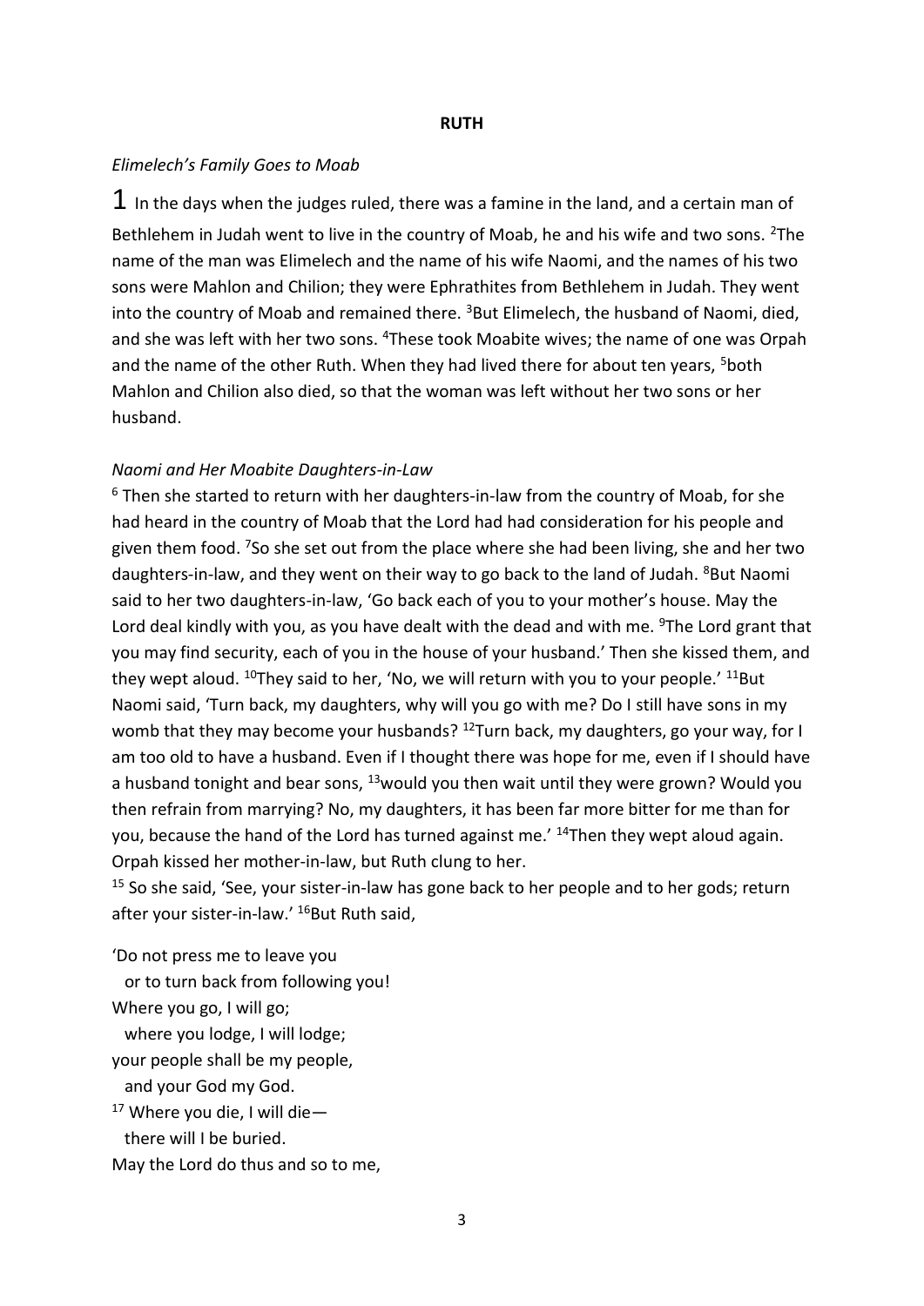**RUTH**

*Elimelech's Family Goes to Moab*

**1** In the days when the judges ruled, there was a famine in the land, and a certain man of Bethlehem in Judah went to live in the country of Moab, he and his wife and two sons. [2]The name of the man was Elimelech and the name of his wife Naomi, and the names of his two sons were Mahlon and Chilion; they were Ephrathites from Bethlehem in Judah. They went into the country of Moab and remained there. [3]But Elimelech, the husband of Naomi, died, and she was left with her two sons. [4]These took Moabite wives; the name of one was Orpah and the name of the other Ruth. When they had lived there for about ten years, [5]both Mahlon and Chilion also died, so that the woman was left without her two sons or her husband.

*Naomi and Her Moabite Daughters-in-Law*

[6] Then she started to return with her daughters-in-law from the country of Moab, for she had heard in the country of Moab that the Lord had had consideration for his people and given them food. [7]So she set out from the place where she had been living, she and her two daughters-in-law, and they went on their way to go back to the land of Judah. [8]But Naomi said to her two daughters-in-law, 'Go back each of you to your mother's house. May the Lord deal kindly with you, as you have dealt with the dead and with me. [9]The Lord grant that you may find security, each of you in the house of your husband.' Then she kissed them, and they wept aloud. [10]They said to her, 'No, we will return with you to your people.' [11]But Naomi said, 'Turn back, my daughters, why will you go with me? Do I still have sons in my womb that they may become your husbands? [12]Turn back, my daughters, go your way, for I am too old to have a husband. Even if I thought there was hope for me, even if I should have a husband tonight and bear sons, [13]would you then wait until they were grown? Would you then refrain from marrying? No, my daughters, it has been far more bitter for me than for you, because the hand of the Lord has turned against me.' [14]Then they wept aloud again. Orpah kissed her mother-in-law, but Ruth clung to her.

[15] So she said, 'See, your sister-in-law has gone back to her people and to her gods; return after your sister-in-law.' [16]But Ruth said,

'Do not press me to leave you
  or to turn back from following you!
Where you go, I will go;
  where you lodge, I will lodge;
your people shall be my people,
  and your God my God.
[17] Where you die, I will die—
  there will I be buried.
May the Lord do thus and so to me,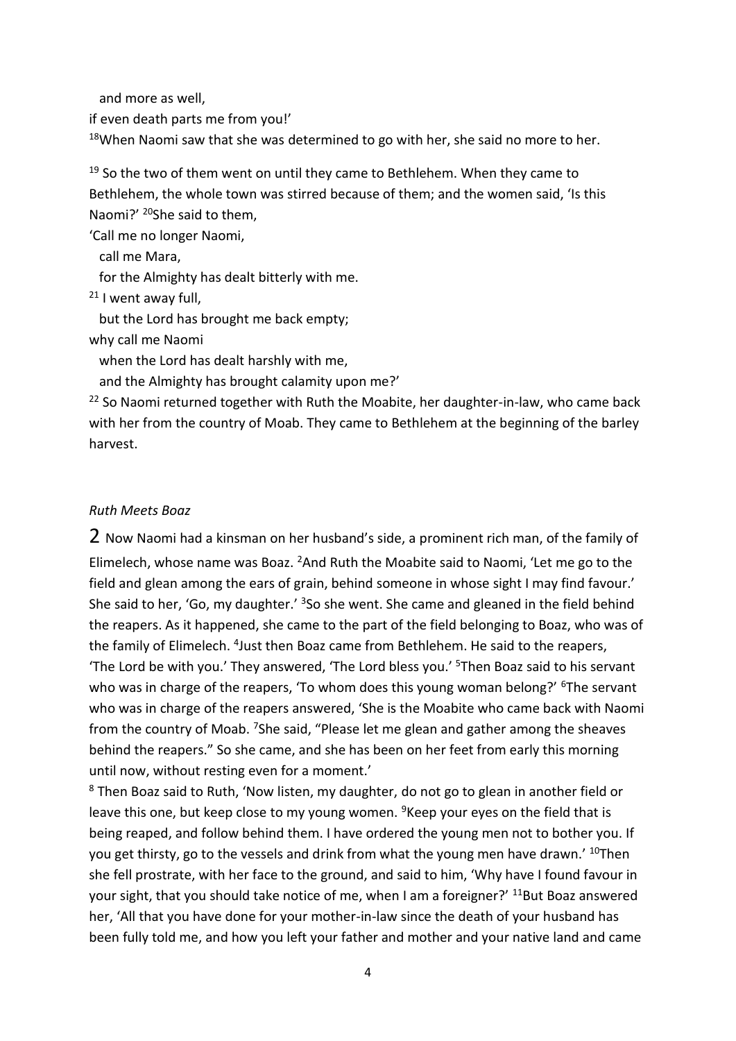and more as well,
if even death parts me from you!'
[18]When Naomi saw that she was determined to go with her, she said no more to her.

[19] So the two of them went on until they came to Bethlehem. When they came to Bethlehem, the whole town was stirred because of them; and the women said, 'Is this Naomi?' [20]She said to them,
'Call me no longer Naomi,
  call me Mara,
  for the Almighty has dealt bitterly with me.
[21] I went away full,
  but the Lord has brought me back empty;
why call me Naomi
  when the Lord has dealt harshly with me,
  and the Almighty has brought calamity upon me?'
[22] So Naomi returned together with Ruth the Moabite, her daughter-in-law, who came back with her from the country of Moab. They came to Bethlehem at the beginning of the barley harvest.

*Ruth Meets Boaz*

2 Now Naomi had a kinsman on her husband's side, a prominent rich man, of the family of Elimelech, whose name was Boaz. [2]And Ruth the Moabite said to Naomi, 'Let me go to the field and glean among the ears of grain, behind someone in whose sight I may find favour.' She said to her, 'Go, my daughter.' [3]So she went. She came and gleaned in the field behind the reapers. As it happened, she came to the part of the field belonging to Boaz, who was of the family of Elimelech. [4]Just then Boaz came from Bethlehem. He said to the reapers, 'The Lord be with you.' They answered, 'The Lord bless you.' [5]Then Boaz said to his servant who was in charge of the reapers, 'To whom does this young woman belong?' [6]The servant who was in charge of the reapers answered, 'She is the Moabite who came back with Naomi from the country of Moab. [7]She said, "Please let me glean and gather among the sheaves behind the reapers." So she came, and she has been on her feet from early this morning until now, without resting even for a moment.'
[8] Then Boaz said to Ruth, 'Now listen, my daughter, do not go to glean in another field or leave this one, but keep close to my young women. [9]Keep your eyes on the field that is being reaped, and follow behind them. I have ordered the young men not to bother you. If you get thirsty, go to the vessels and drink from what the young men have drawn.' [10]Then she fell prostrate, with her face to the ground, and said to him, 'Why have I found favour in your sight, that you should take notice of me, when I am a foreigner?' [11]But Boaz answered her, 'All that you have done for your mother-in-law since the death of your husband has been fully told me, and how you left your father and mother and your native land and came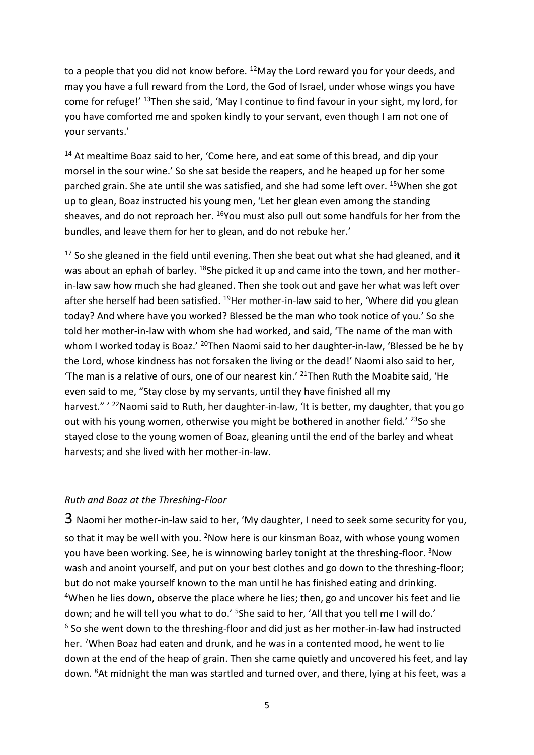to a people that you did not know before. [12]May the Lord reward you for your deeds, and may you have a full reward from the Lord, the God of Israel, under whose wings you have come for refuge!' [13]Then she said, 'May I continue to find favour in your sight, my lord, for you have comforted me and spoken kindly to your servant, even though I am not one of your servants.'

[14] At mealtime Boaz said to her, 'Come here, and eat some of this bread, and dip your morsel in the sour wine.' So she sat beside the reapers, and he heaped up for her some parched grain. She ate until she was satisfied, and she had some left over. [15]When she got up to glean, Boaz instructed his young men, 'Let her glean even among the standing sheaves, and do not reproach her. [16]You must also pull out some handfuls for her from the bundles, and leave them for her to glean, and do not rebuke her.'

[17] So she gleaned in the field until evening. Then she beat out what she had gleaned, and it was about an ephah of barley. [18]She picked it up and came into the town, and her mother-in-law saw how much she had gleaned. Then she took out and gave her what was left over after she herself had been satisfied. [19]Her mother-in-law said to her, 'Where did you glean today? And where have you worked? Blessed be the man who took notice of you.' So she told her mother-in-law with whom she had worked, and said, 'The name of the man with whom I worked today is Boaz.' [20]Then Naomi said to her daughter-in-law, 'Blessed be he by the Lord, whose kindness has not forsaken the living or the dead!' Naomi also said to her, 'The man is a relative of ours, one of our nearest kin.' [21]Then Ruth the Moabite said, 'He even said to me, "Stay close by my servants, until they have finished all my harvest." ' [22]Naomi said to Ruth, her daughter-in-law, 'It is better, my daughter, that you go out with his young women, otherwise you might be bothered in another field.' [23]So she stayed close to the young women of Boaz, gleaning until the end of the barley and wheat harvests; and she lived with her mother-in-law.

*Ruth and Boaz at the Threshing-Floor*

3 Naomi her mother-in-law said to her, 'My daughter, I need to seek some security for you, so that it may be well with you. [2]Now here is our kinsman Boaz, with whose young women you have been working. See, he is winnowing barley tonight at the threshing-floor. [3]Now wash and anoint yourself, and put on your best clothes and go down to the threshing-floor; but do not make yourself known to the man until he has finished eating and drinking. [4]When he lies down, observe the place where he lies; then, go and uncover his feet and lie down; and he will tell you what to do.' [5]She said to her, 'All that you tell me I will do.' [6] So she went down to the threshing-floor and did just as her mother-in-law had instructed her. [7]When Boaz had eaten and drunk, and he was in a contented mood, he went to lie down at the end of the heap of grain. Then she came quietly and uncovered his feet, and lay down. [8]At midnight the man was startled and turned over, and there, lying at his feet, was a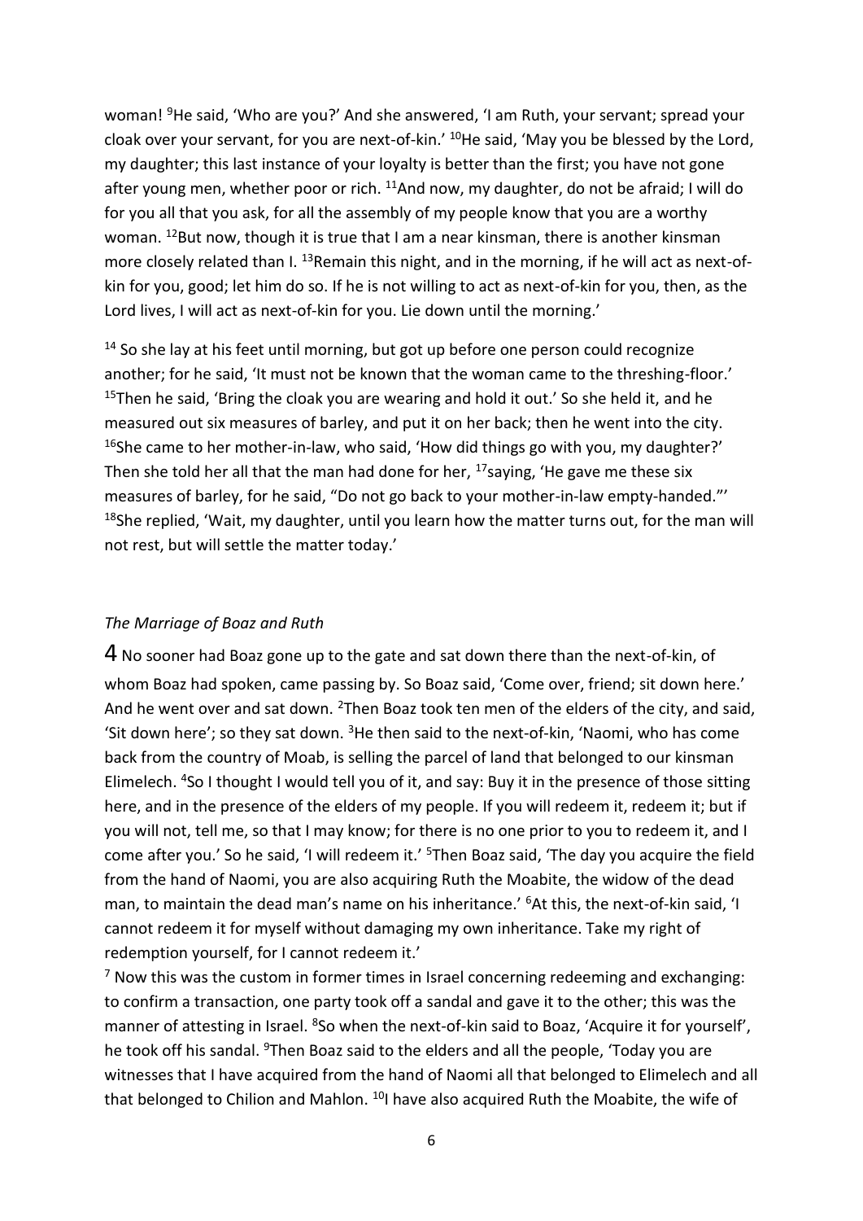woman! [9]He said, 'Who are you?' And she answered, 'I am Ruth, your servant; spread your cloak over your servant, for you are next-of-kin.' [10]He said, 'May you be blessed by the Lord, my daughter; this last instance of your loyalty is better than the first; you have not gone after young men, whether poor or rich. [11]And now, my daughter, do not be afraid; I will do for you all that you ask, for all the assembly of my people know that you are a worthy woman. [12]But now, though it is true that I am a near kinsman, there is another kinsman more closely related than I. [13]Remain this night, and in the morning, if he will act as next-of-kin for you, good; let him do so. If he is not willing to act as next-of-kin for you, then, as the Lord lives, I will act as next-of-kin for you. Lie down until the morning.'

[14] So she lay at his feet until morning, but got up before one person could recognize another; for he said, 'It must not be known that the woman came to the threshing-floor.' [15]Then he said, 'Bring the cloak you are wearing and hold it out.' So she held it, and he measured out six measures of barley, and put it on her back; then he went into the city. [16]She came to her mother-in-law, who said, 'How did things go with you, my daughter?' Then she told her all that the man had done for her, [17]saying, 'He gave me these six measures of barley, for he said, "Do not go back to your mother-in-law empty-handed."' [18]She replied, 'Wait, my daughter, until you learn how the matter turns out, for the man will not rest, but will settle the matter today.'

*The Marriage of Boaz and Ruth*

4 No sooner had Boaz gone up to the gate and sat down there than the next-of-kin, of whom Boaz had spoken, came passing by. So Boaz said, 'Come over, friend; sit down here.' And he went over and sat down. [2]Then Boaz took ten men of the elders of the city, and said, 'Sit down here'; so they sat down. [3]He then said to the next-of-kin, 'Naomi, who has come back from the country of Moab, is selling the parcel of land that belonged to our kinsman Elimelech. [4]So I thought I would tell you of it, and say: Buy it in the presence of those sitting here, and in the presence of the elders of my people. If you will redeem it, redeem it; but if you will not, tell me, so that I may know; for there is no one prior to you to redeem it, and I come after you.' So he said, 'I will redeem it.' [5]Then Boaz said, 'The day you acquire the field from the hand of Naomi, you are also acquiring Ruth the Moabite, the widow of the dead man, to maintain the dead man's name on his inheritance.' [6]At this, the next-of-kin said, 'I cannot redeem it for myself without damaging my own inheritance. Take my right of redemption yourself, for I cannot redeem it.'

[7] Now this was the custom in former times in Israel concerning redeeming and exchanging: to confirm a transaction, one party took off a sandal and gave it to the other; this was the manner of attesting in Israel. [8]So when the next-of-kin said to Boaz, 'Acquire it for yourself', he took off his sandal. [9]Then Boaz said to the elders and all the people, 'Today you are witnesses that I have acquired from the hand of Naomi all that belonged to Elimelech and all that belonged to Chilion and Mahlon. [10]I have also acquired Ruth the Moabite, the wife of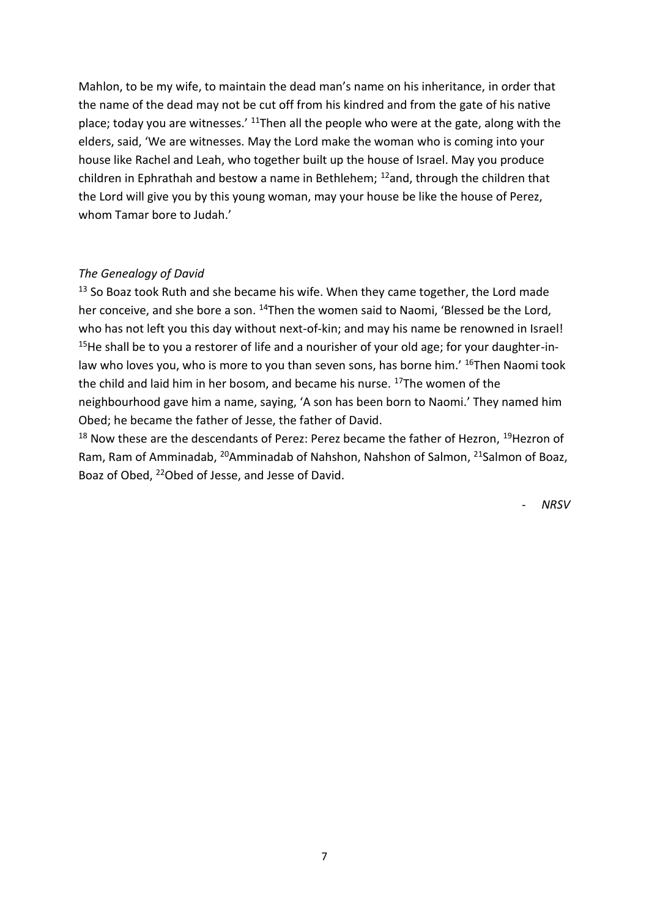Mahlon, to be my wife, to maintain the dead man's name on his inheritance, in order that the name of the dead may not be cut off from his kindred and from the gate of his native place; today you are witnesses.' [11]Then all the people who were at the gate, along with the elders, said, 'We are witnesses. May the Lord make the woman who is coming into your house like Rachel and Leah, who together built up the house of Israel. May you produce children in Ephrathah and bestow a name in Bethlehem; [12]and, through the children that the Lord will give you by this young woman, may your house be like the house of Perez, whom Tamar bore to Judah.'

*The Genealogy of David*

[13] So Boaz took Ruth and she became his wife. When they came together, the Lord made her conceive, and she bore a son. [14]Then the women said to Naomi, 'Blessed be the Lord, who has not left you this day without next-of-kin; and may his name be renowned in Israel! [15]He shall be to you a restorer of life and a nourisher of your old age; for your daughter-in-law who loves you, who is more to you than seven sons, has borne him.' [16]Then Naomi took the child and laid him in her bosom, and became his nurse. [17]The women of the neighbourhood gave him a name, saying, 'A son has been born to Naomi.' They named him Obed; he became the father of Jesse, the father of David.

[18] Now these are the descendants of Perez: Perez became the father of Hezron, [19]Hezron of Ram, Ram of Amminadab, [20]Amminadab of Nahshon, Nahshon of Salmon, [21]Salmon of Boaz, Boaz of Obed, [22]Obed of Jesse, and Jesse of David.

- *NRSV*